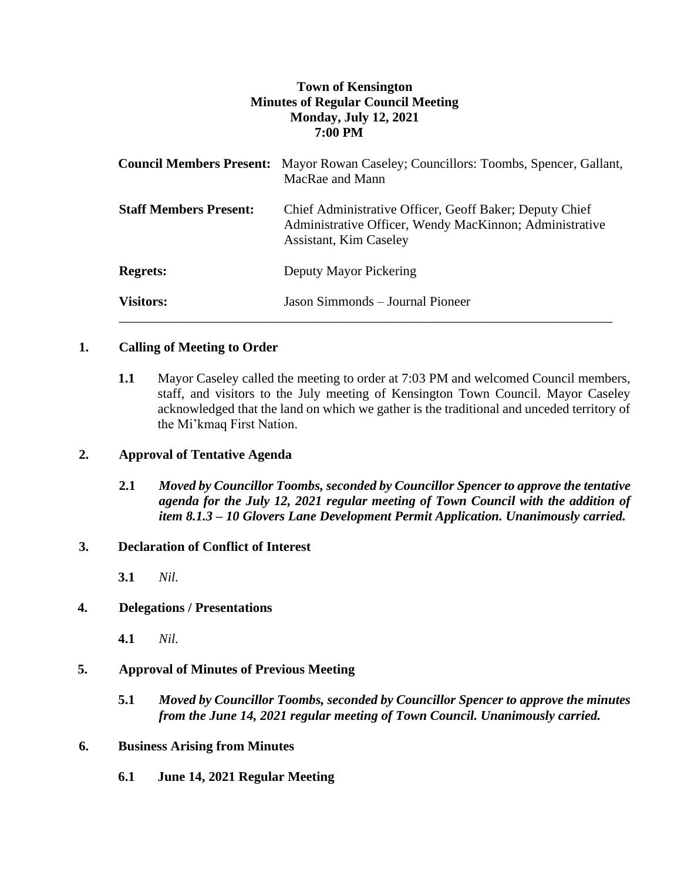**Town of Kensington**
**Minutes of Regular Council Meeting**
**Monday, July 12, 2021**
**7:00 PM**

| | |
|---|---|
| **Council Members Present:** | Mayor Rowan Caseley; Councillors: Toombs, Spencer, Gallant, MacRae and Mann |
| **Staff Members Present:** | Chief Administrative Officer, Geoff Baker; Deputy Chief Administrative Officer, Wendy MacKinnon; Administrative Assistant, Kim Caseley |
| **Regrets:** | Deputy Mayor Pickering |
| **Visitors:** | Jason Simmonds – Journal Pioneer |

---

## 1. Calling of Meeting to Order

**1.1** Mayor Caseley called the meeting to order at 7:03 PM and welcomed Council members, staff, and visitors to the July meeting of Kensington Town Council. Mayor Caseley acknowledged that the land on which we gather is the traditional and unceded territory of the Mi'kmaq First Nation.

## 2. Approval of Tentative Agenda

**2.1** ***Moved by Councillor Toombs, seconded by Councillor Spencer to approve the tentative agenda for the July 12, 2021 regular meeting of Town Council with the addition of item 8.1.3 – 10 Glovers Lane Development Permit Application. Unanimously carried.***

## 3. Declaration of Conflict of Interest

**3.1** *Nil.*

## 4. Delegations / Presentations

**4.1** *Nil.*

## 5. Approval of Minutes of Previous Meeting

**5.1** ***Moved by Councillor Toombs, seconded by Councillor Spencer to approve the minutes from the June 14, 2021 regular meeting of Town Council. Unanimously carried.***

## 6. Business Arising from Minutes

**6.1 June 14, 2021 Regular Meeting**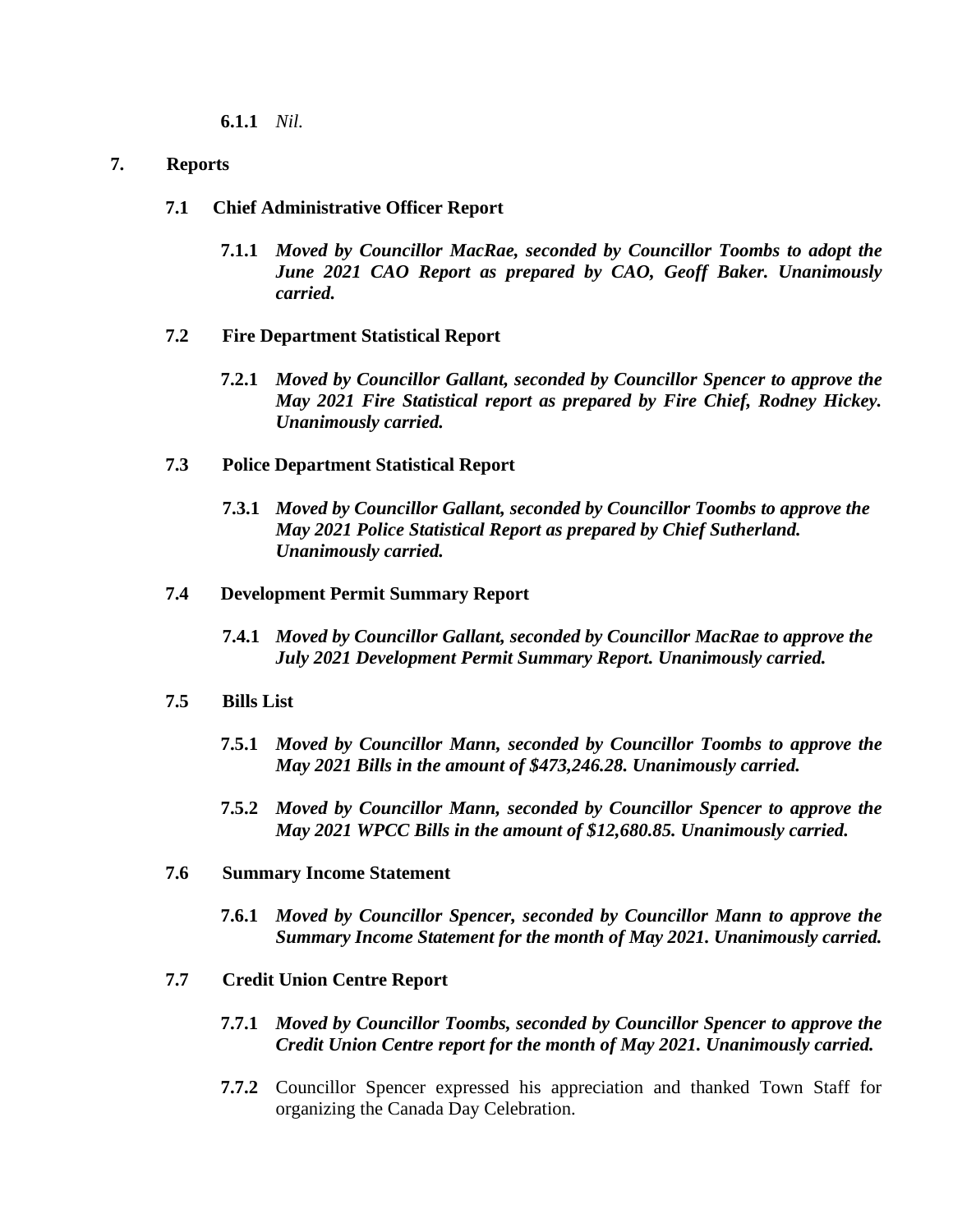**6.1.1** *Nil.*

## 7. Reports

### 7.1 Chief Administrative Officer Report

**7.1.1** ***Moved by Councillor MacRae, seconded by Councillor Toombs to adopt the June 2021 CAO Report as prepared by CAO, Geoff Baker. Unanimously carried.***

### 7.2 Fire Department Statistical Report

**7.2.1** ***Moved by Councillor Gallant, seconded by Councillor Spencer to approve the May 2021 Fire Statistical report as prepared by Fire Chief, Rodney Hickey. Unanimously carried.***

### 7.3 Police Department Statistical Report

**7.3.1** ***Moved by Councillor Gallant, seconded by Councillor Toombs to approve the May 2021 Police Statistical Report as prepared by Chief Sutherland. Unanimously carried.***

### 7.4 Development Permit Summary Report

**7.4.1** ***Moved by Councillor Gallant, seconded by Councillor MacRae to approve the July 2021 Development Permit Summary Report. Unanimously carried.***

### 7.5 Bills List

**7.5.1** ***Moved by Councillor Mann, seconded by Councillor Toombs to approve the May 2021 Bills in the amount of $473,246.28. Unanimously carried.***

**7.5.2** ***Moved by Councillor Mann, seconded by Councillor Spencer to approve the May 2021 WPCC Bills in the amount of $12,680.85. Unanimously carried.***

### 7.6 Summary Income Statement

**7.6.1** ***Moved by Councillor Spencer, seconded by Councillor Mann to approve the Summary Income Statement for the month of May 2021. Unanimously carried.***

### 7.7 Credit Union Centre Report

**7.7.1** ***Moved by Councillor Toombs, seconded by Councillor Spencer to approve the Credit Union Centre report for the month of May 2021. Unanimously carried.***

**7.7.2** Councillor Spencer expressed his appreciation and thanked Town Staff for organizing the Canada Day Celebration.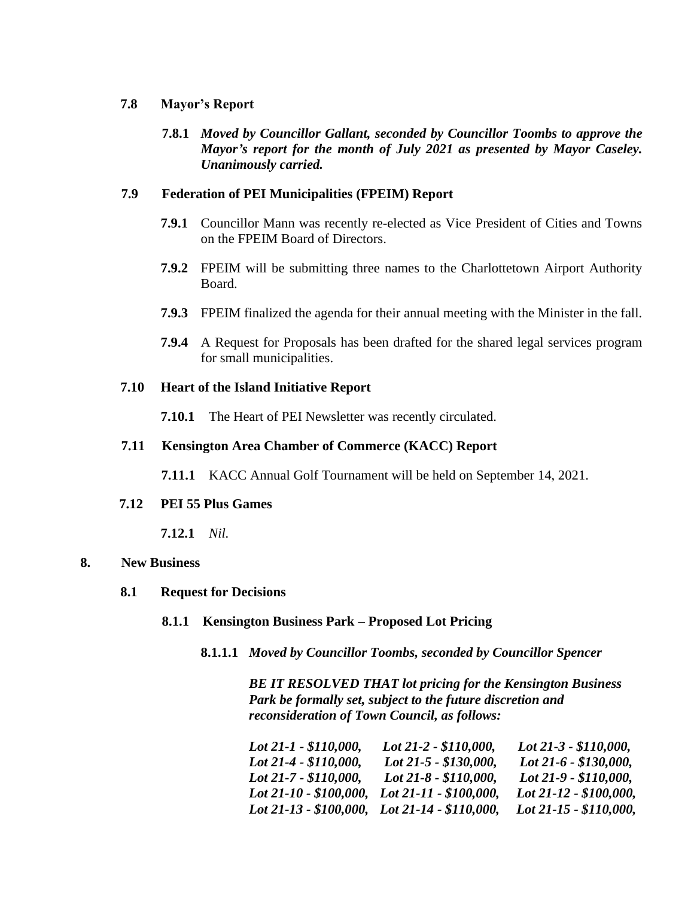### 7.8 Mayor's Report

**7.8.1** ***Moved by Councillor Gallant, seconded by Councillor Toombs to approve the Mayor's report for the month of July 2021 as presented by Mayor Caseley. Unanimously carried.***

### 7.9 Federation of PEI Municipalities (FPEIM) Report

**7.9.1** Councillor Mann was recently re-elected as Vice President of Cities and Towns on the FPEIM Board of Directors.

**7.9.2** FPEIM will be submitting three names to the Charlottetown Airport Authority Board.

**7.9.3** FPEIM finalized the agenda for their annual meeting with the Minister in the fall.

**7.9.4** A Request for Proposals has been drafted for the shared legal services program for small municipalities.

### 7.10 Heart of the Island Initiative Report

**7.10.1** The Heart of PEI Newsletter was recently circulated.

### 7.11 Kensington Area Chamber of Commerce (KACC) Report

**7.11.1** KACC Annual Golf Tournament will be held on September 14, 2021.

### 7.12 PEI 55 Plus Games

**7.12.1** *Nil.*

## 8. New Business

### 8.1 Request for Decisions

#### 8.1.1 Kensington Business Park – Proposed Lot Pricing

**8.1.1.1** ***Moved by Councillor Toombs, seconded by Councillor Spencer***

***BE IT RESOLVED THAT lot pricing for the Kensington Business Park be formally set, subject to the future discretion and reconsideration of Town Council, as follows:***

|  |  |  |
|---|---|---|
| ***Lot 21-1 - $110,000,*** | ***Lot 21-2 - $110,000,*** | ***Lot 21-3 - $110,000,*** |
| ***Lot 21-4 - $110,000,*** | ***Lot 21-5 - $130,000,*** | ***Lot 21-6 - $130,000,*** |
| ***Lot 21-7 - $110,000,*** | ***Lot 21-8 - $110,000,*** | ***Lot 21-9 - $110,000,*** |
| ***Lot 21-10 - $100,000,*** | ***Lot 21-11 - $100,000,*** | ***Lot 21-12 - $100,000,*** |
| ***Lot 21-13 - $100,000,*** | ***Lot 21-14 - $110,000,*** | ***Lot 21-15 - $110,000,*** |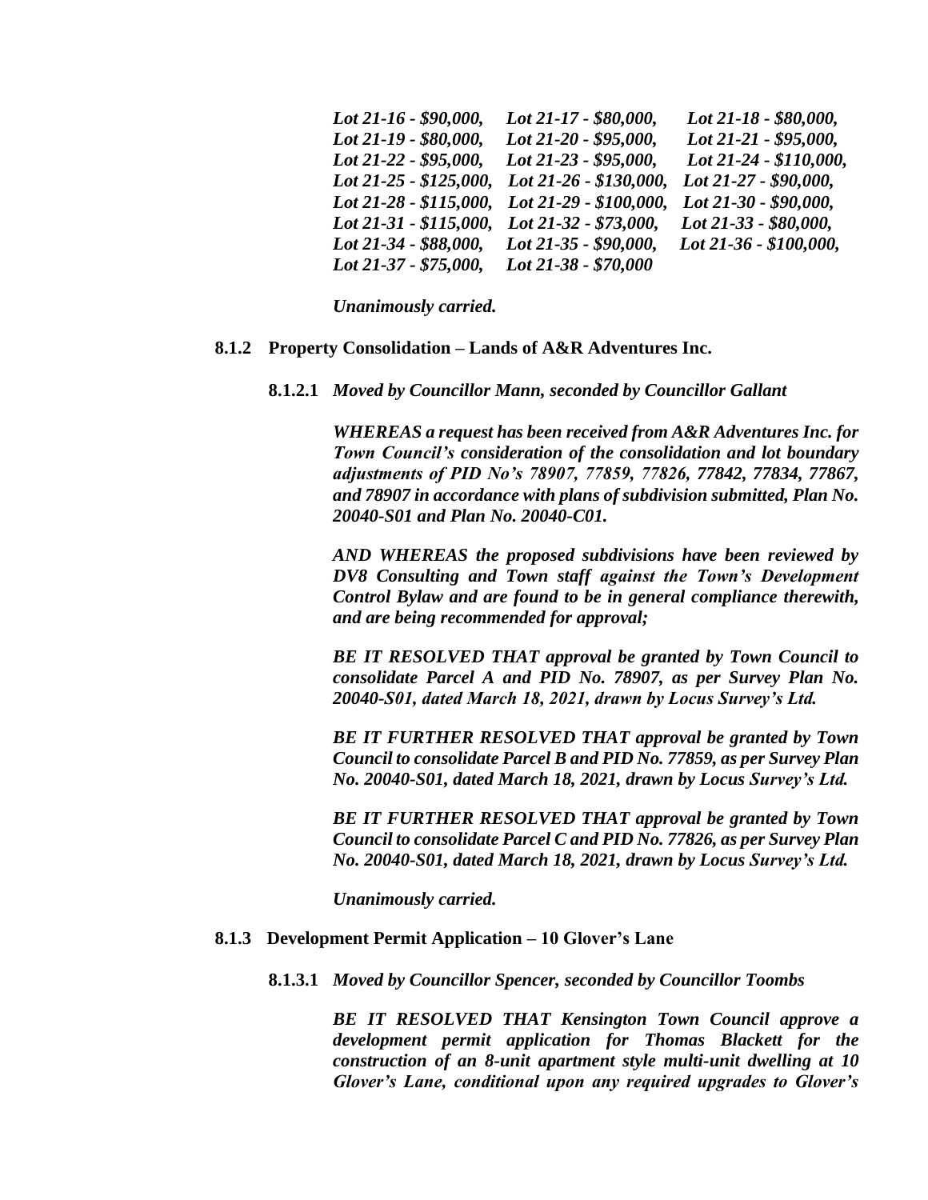*Lot 21-16 - $90,000, Lot 21-17 - $80,000, Lot 21-18 - $80,000,*
*Lot 21-19 - $80,000, Lot 21-20 - $95,000, Lot 21-21 - $95,000,*
*Lot 21-22 - $95,000, Lot 21-23 - $95,000, Lot 21-24 - $110,000,*
*Lot 21-25 - $125,000, Lot 21-26 - $130,000, Lot 21-27 - $90,000,*
*Lot 21-28 - $115,000, Lot 21-29 - $100,000, Lot 21-30 - $90,000,*
*Lot 21-31 - $115,000, Lot 21-32 - $73,000, Lot 21-33 - $80,000,*
*Lot 21-34 - $88,000, Lot 21-35 - $90,000, Lot 21-36 - $100,000,*
*Lot 21-37 - $75,000, Lot 21-38 - $70,000*

*Unanimously carried.*

**8.1.2 Property Consolidation – Lands of A&R Adventures Inc.**

**8.1.2.1** ***Moved by Councillor Mann, seconded by Councillor Gallant***

***WHEREAS a request has been received from A&R Adventures Inc. for Town Council's consideration of the consolidation and lot boundary adjustments of PID No's 78907, 77859, 77826, 77842, 77834, 77867, and 78907 in accordance with plans of subdivision submitted, Plan No. 20040-S01 and Plan No. 20040-C01.***

***AND WHEREAS the proposed subdivisions have been reviewed by DV8 Consulting and Town staff against the Town's Development Control Bylaw and are found to be in general compliance therewith, and are being recommended for approval;***

***BE IT RESOLVED THAT approval be granted by Town Council to consolidate Parcel A and PID No. 78907, as per Survey Plan No. 20040-S01, dated March 18, 2021, drawn by Locus Survey's Ltd.***

***BE IT FURTHER RESOLVED THAT approval be granted by Town Council to consolidate Parcel B and PID No. 77859, as per Survey Plan No. 20040-S01, dated March 18, 2021, drawn by Locus Survey's Ltd.***

***BE IT FURTHER RESOLVED THAT approval be granted by Town Council to consolidate Parcel C and PID No. 77826, as per Survey Plan No. 20040-S01, dated March 18, 2021, drawn by Locus Survey's Ltd.***

*Unanimously carried.*

**8.1.3 Development Permit Application – 10 Glover's Lane**

**8.1.3.1** ***Moved by Councillor Spencer, seconded by Councillor Toombs***

***BE IT RESOLVED THAT Kensington Town Council approve a development permit application for Thomas Blackett for the construction of an 8-unit apartment style multi-unit dwelling at 10 Glover's Lane, conditional upon any required upgrades to Glover's***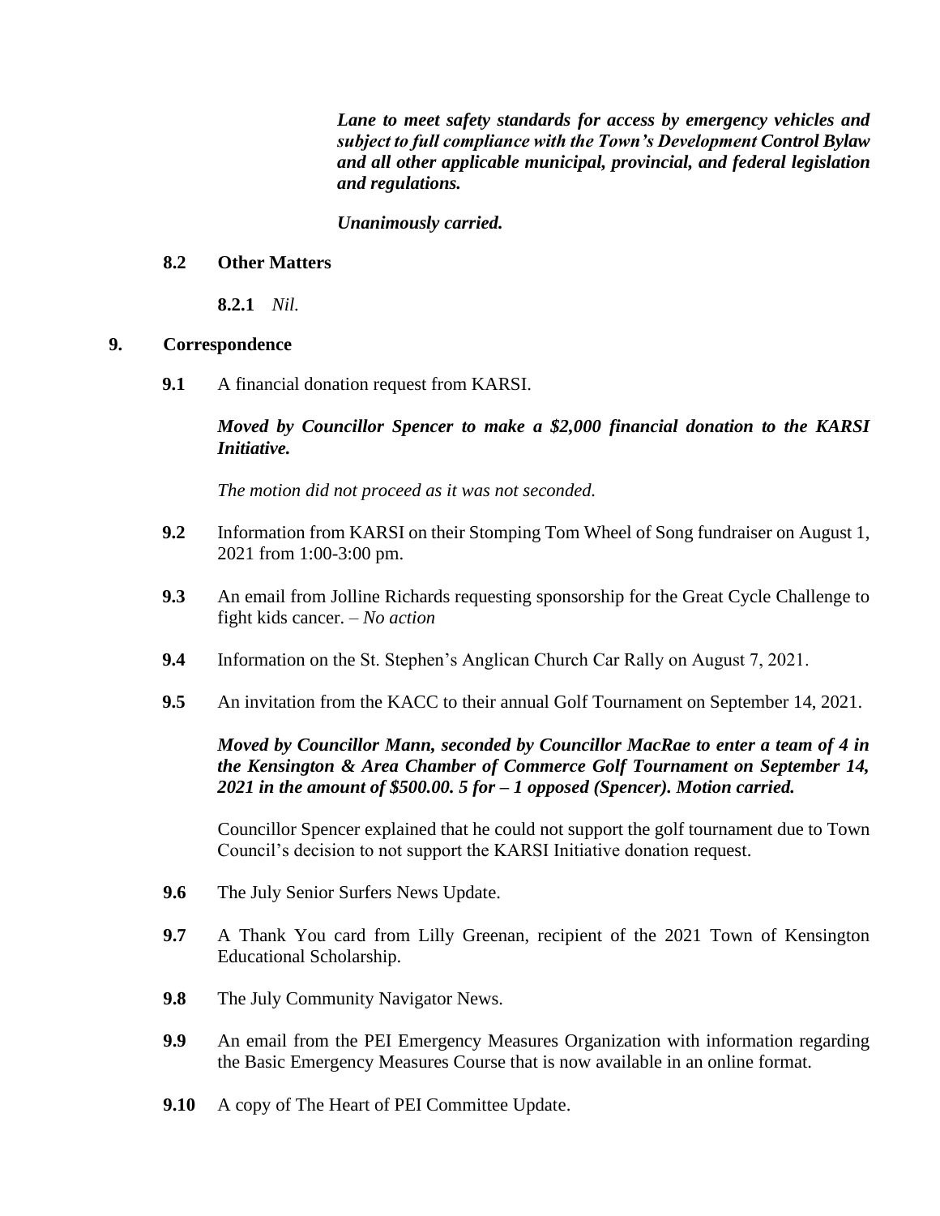***Lane to meet safety standards for access by emergency vehicles and subject to full compliance with the Town's Development Control Bylaw and all other applicable municipal, provincial, and federal legislation and regulations.***

***Unanimously carried.***

**8.2 Other Matters**

**8.2.1** *Nil.*

## 9. Correspondence

**9.1** A financial donation request from KARSI.

***Moved by Councillor Spencer to make a $2,000 financial donation to the KARSI Initiative.***

*The motion did not proceed as it was not seconded.*

**9.2** Information from KARSI on their Stomping Tom Wheel of Song fundraiser on August 1, 2021 from 1:00-3:00 pm.

**9.3** An email from Jolline Richards requesting sponsorship for the Great Cycle Challenge to fight kids cancer. – *No action*

**9.4** Information on the St. Stephen's Anglican Church Car Rally on August 7, 2021.

**9.5** An invitation from the KACC to their annual Golf Tournament on September 14, 2021.

***Moved by Councillor Mann, seconded by Councillor MacRae to enter a team of 4 in the Kensington & Area Chamber of Commerce Golf Tournament on September 14, 2021 in the amount of $500.00. 5 for – 1 opposed (Spencer). Motion carried.***

Councillor Spencer explained that he could not support the golf tournament due to Town Council's decision to not support the KARSI Initiative donation request.

**9.6** The July Senior Surfers News Update.

**9.7** A Thank You card from Lilly Greenan, recipient of the 2021 Town of Kensington Educational Scholarship.

**9.8** The July Community Navigator News.

**9.9** An email from the PEI Emergency Measures Organization with information regarding the Basic Emergency Measures Course that is now available in an online format.

**9.10** A copy of The Heart of PEI Committee Update.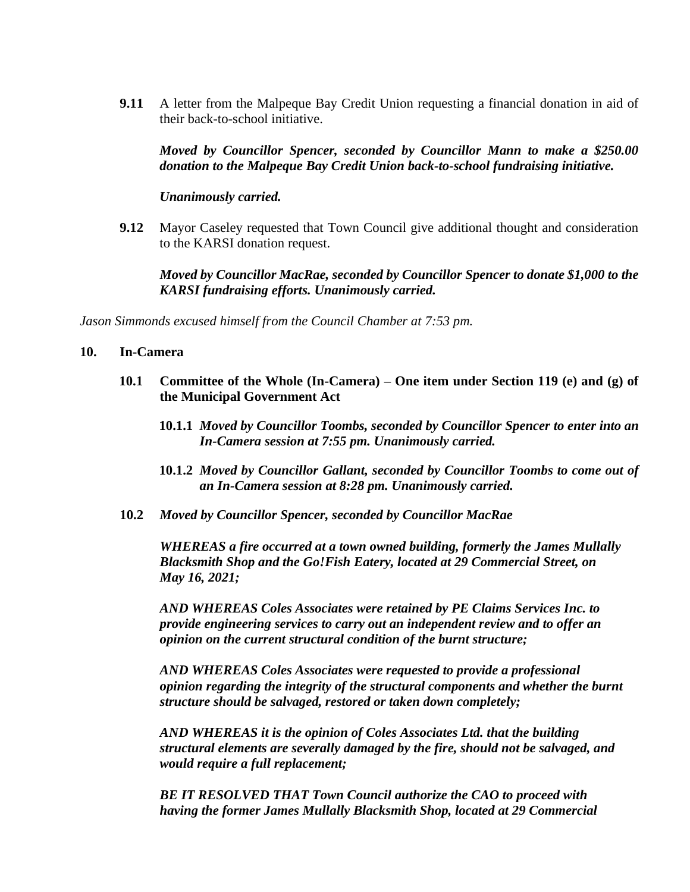**9.11** A letter from the Malpeque Bay Credit Union requesting a financial donation in aid of their back-to-school initiative.

***Moved by Councillor Spencer, seconded by Councillor Mann to make a $250.00 donation to the Malpeque Bay Credit Union back-to-school fundraising initiative.***

***Unanimously carried.***

**9.12** Mayor Caseley requested that Town Council give additional thought and consideration to the KARSI donation request.

***Moved by Councillor MacRae, seconded by Councillor Spencer to donate $1,000 to the KARSI fundraising efforts. Unanimously carried.***

*Jason Simmonds excused himself from the Council Chamber at 7:53 pm.*

## 10. In-Camera

### 10.1 Committee of the Whole (In-Camera) – One item under Section 119 (e) and (g) of the Municipal Government Act

**10.1.1** ***Moved by Councillor Toombs, seconded by Councillor Spencer to enter into an In-Camera session at 7:55 pm. Unanimously carried.***

**10.1.2** ***Moved by Councillor Gallant, seconded by Councillor Toombs to come out of an In-Camera session at 8:28 pm. Unanimously carried.***

**10.2** ***Moved by Councillor Spencer, seconded by Councillor MacRae***

***WHEREAS a fire occurred at a town owned building, formerly the James Mullally Blacksmith Shop and the Go!Fish Eatery, located at 29 Commercial Street, on May 16, 2021;***

***AND WHEREAS Coles Associates were retained by PE Claims Services Inc. to provide engineering services to carry out an independent review and to offer an opinion on the current structural condition of the burnt structure;***

***AND WHEREAS Coles Associates were requested to provide a professional opinion regarding the integrity of the structural components and whether the burnt structure should be salvaged, restored or taken down completely;***

***AND WHEREAS it is the opinion of Coles Associates Ltd. that the building structural elements are severally damaged by the fire, should not be salvaged, and would require a full replacement;***

***BE IT RESOLVED THAT Town Council authorize the CAO to proceed with having the former James Mullally Blacksmith Shop, located at 29 Commercial***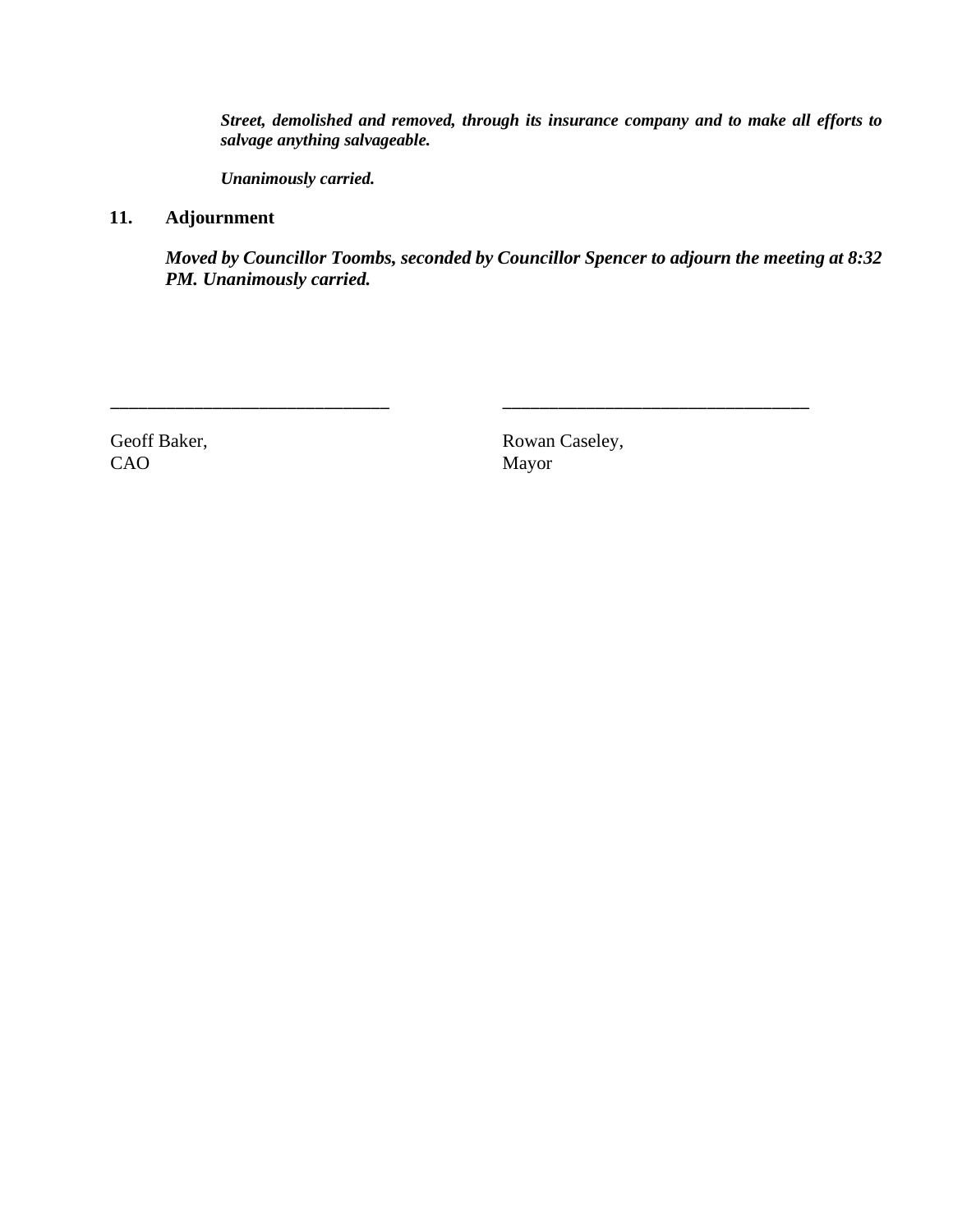***Street, demolished and removed, through its insurance company and to make all efforts to salvage anything salvageable.***

***Unanimously carried.***

## 11. Adjournment

***Moved by Councillor Toombs, seconded by Councillor Spencer to adjourn the meeting at 8:32 PM. Unanimously carried.***

______________________________ ______________________________

Geoff Baker,
CAO

Rowan Caseley,
Mayor